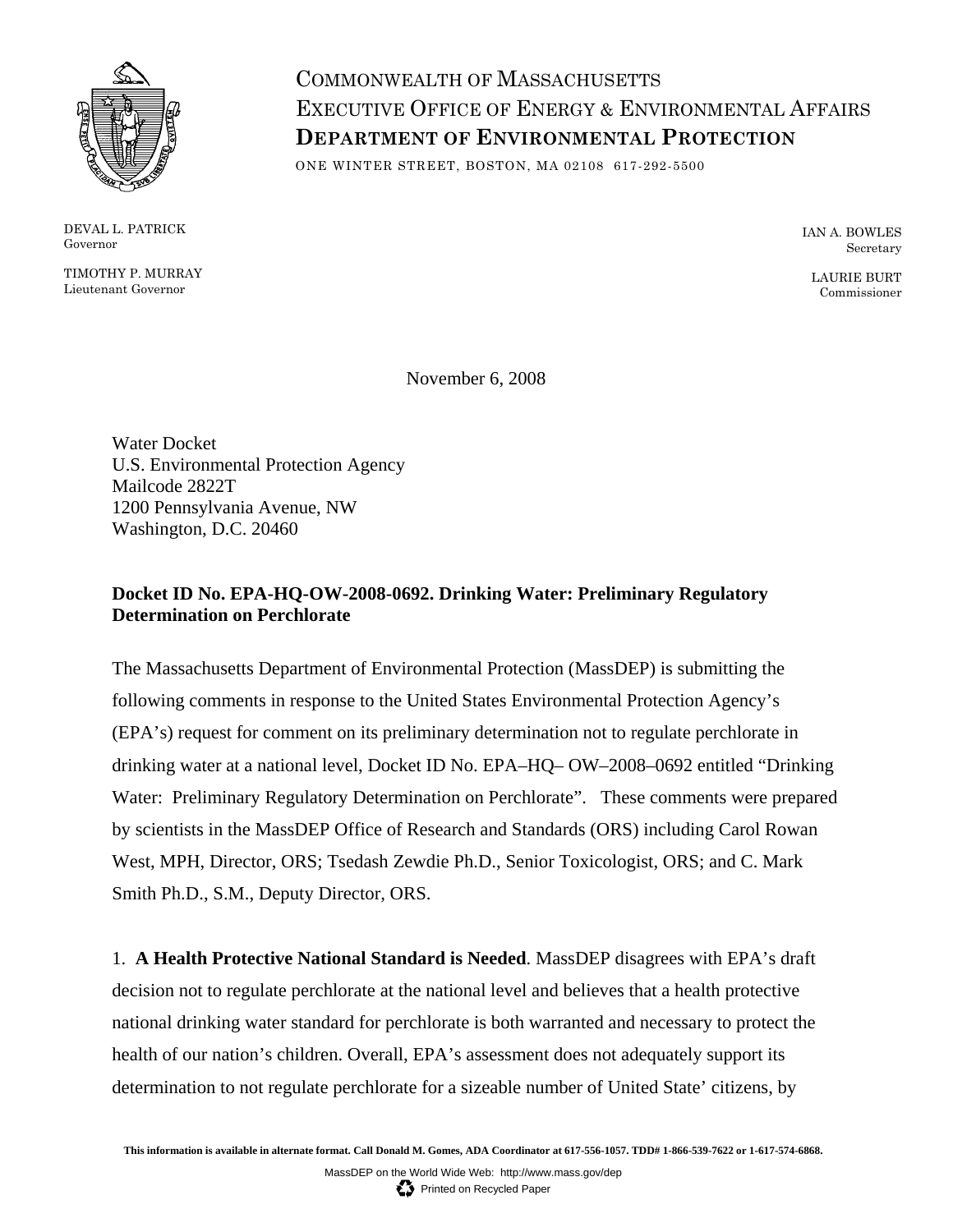COMMONWEALTH OF MASSACHUSETTS
EXECUTIVE OFFICE OF ENERGY & ENVIRONMENTAL AFFAIRS
**DEPARTMENT OF ENVIRONMENTAL PROTECTION**

ONE WINTER STREET, BOSTON, MA 02108 617-292-5500

DEVAL L. PATRICK
Governor

TIMOTHY P. MURRAY
Lieutenant Governor

IAN A. BOWLES
Secretary

LAURIE BURT
Commissioner

November 6, 2008

Water Docket
U.S. Environmental Protection Agency
Mailcode 2822T
1200 Pennsylvania Avenue, NW
Washington, D.C. 20460

**Docket ID No. EPA-HQ-OW-2008-0692. Drinking Water: Preliminary Regulatory Determination on Perchlorate**

The Massachusetts Department of Environmental Protection (MassDEP) is submitting the following comments in response to the United States Environmental Protection Agency's (EPA's) request for comment on its preliminary determination not to regulate perchlorate in drinking water at a national level, Docket ID No. EPA–HQ– OW–2008–0692 entitled "Drinking Water: Preliminary Regulatory Determination on Perchlorate". These comments were prepared by scientists in the MassDEP Office of Research and Standards (ORS) including Carol Rowan West, MPH, Director, ORS; Tsedash Zewdie Ph.D., Senior Toxicologist, ORS; and C. Mark Smith Ph.D., S.M., Deputy Director, ORS.

1. **A Health Protective National Standard is Needed**. MassDEP disagrees with EPA's draft decision not to regulate perchlorate at the national level and believes that a health protective national drinking water standard for perchlorate is both warranted and necessary to protect the health of our nation's children. Overall, EPA's assessment does not adequately support its determination to not regulate perchlorate for a sizeable number of United State' citizens, by

**This information is available in alternate format. Call Donald M. Gomes, ADA Coordinator at 617-556-1057. TDD# 1-866-539-7622 or 1-617-574-6868.**

MassDEP on the World Wide Web: http://www.mass.gov/dep
Printed on Recycled Paper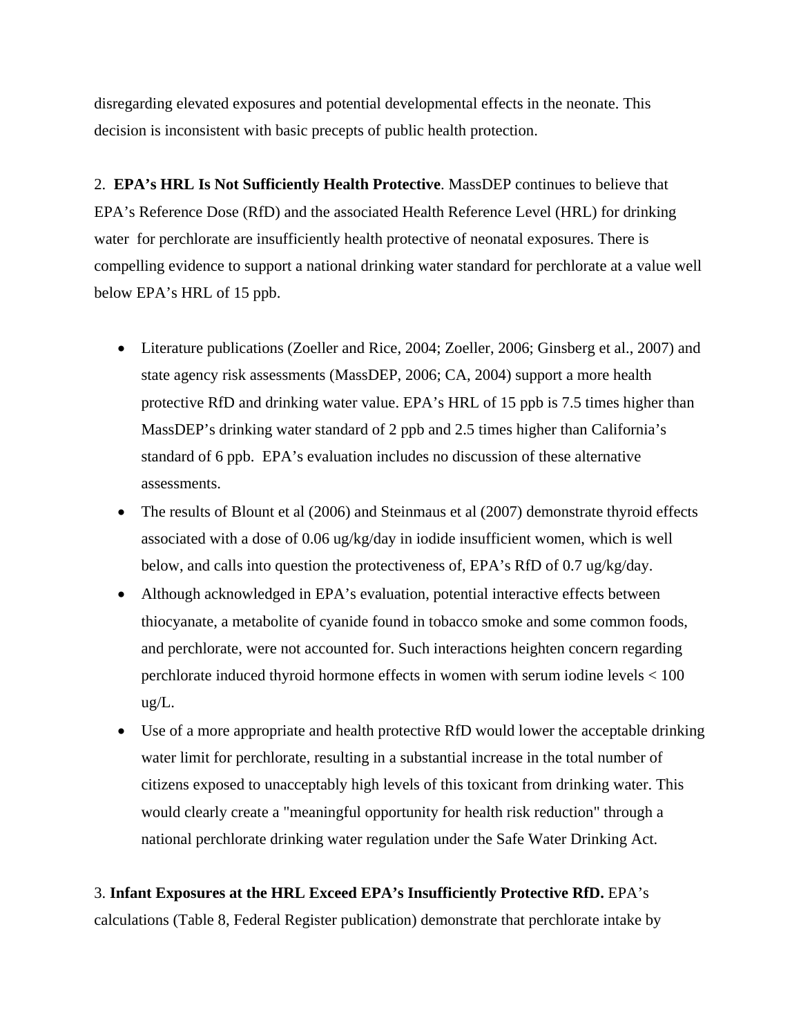disregarding elevated exposures and potential developmental effects in the neonate. This decision is inconsistent with basic precepts of public health protection.

2. **EPA's HRL Is Not Sufficiently Health Protective**. MassDEP continues to believe that EPA's Reference Dose (RfD) and the associated Health Reference Level (HRL) for drinking water for perchlorate are insufficiently health protective of neonatal exposures. There is compelling evidence to support a national drinking water standard for perchlorate at a value well below EPA's HRL of 15 ppb.

- Literature publications (Zoeller and Rice, 2004; Zoeller, 2006; Ginsberg et al., 2007) and state agency risk assessments (MassDEP, 2006; CA, 2004) support a more health protective RfD and drinking water value. EPA's HRL of 15 ppb is 7.5 times higher than MassDEP's drinking water standard of 2 ppb and 2.5 times higher than California's standard of 6 ppb. EPA's evaluation includes no discussion of these alternative assessments.
- The results of Blount et al (2006) and Steinmaus et al (2007) demonstrate thyroid effects associated with a dose of 0.06 ug/kg/day in iodide insufficient women, which is well below, and calls into question the protectiveness of, EPA's RfD of 0.7 ug/kg/day.
- Although acknowledged in EPA's evaluation, potential interactive effects between thiocyanate, a metabolite of cyanide found in tobacco smoke and some common foods, and perchlorate, were not accounted for. Such interactions heighten concern regarding perchlorate induced thyroid hormone effects in women with serum iodine levels < 100 ug/L.
- Use of a more appropriate and health protective RfD would lower the acceptable drinking water limit for perchlorate, resulting in a substantial increase in the total number of citizens exposed to unacceptably high levels of this toxicant from drinking water. This would clearly create a "meaningful opportunity for health risk reduction" through a national perchlorate drinking water regulation under the Safe Water Drinking Act.

3. **Infant Exposures at the HRL Exceed EPA's Insufficiently Protective RfD.** EPA's calculations (Table 8, Federal Register publication) demonstrate that perchlorate intake by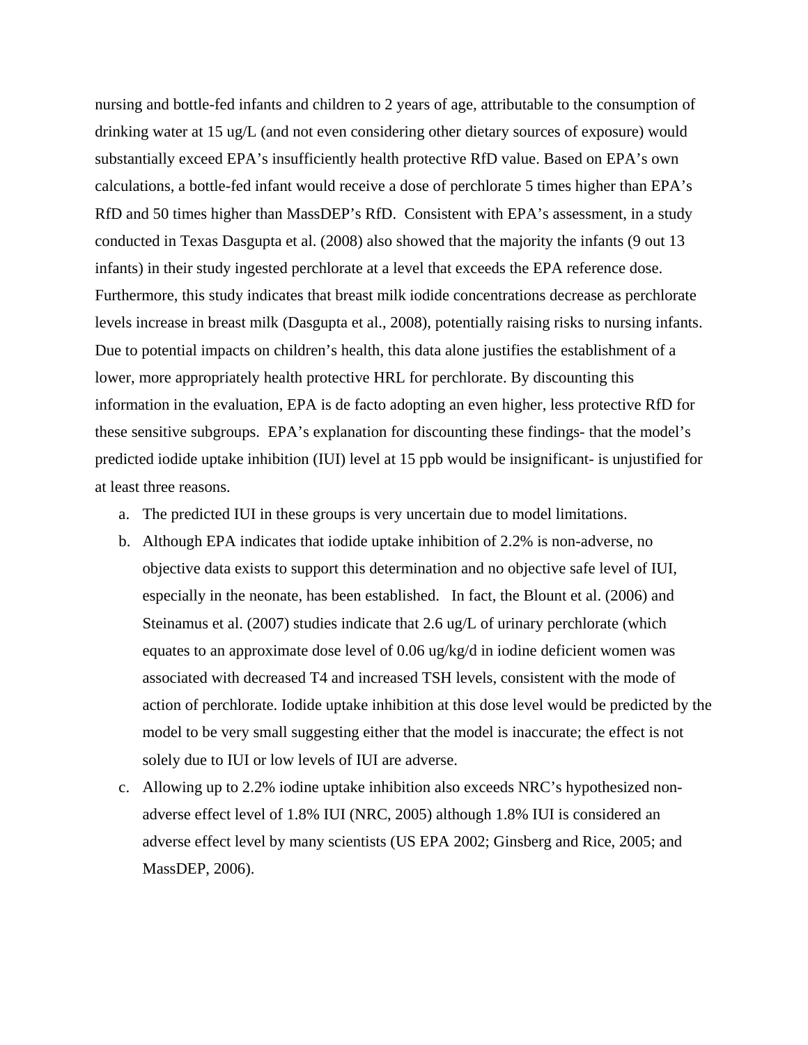nursing and bottle-fed infants and children to 2 years of age, attributable to the consumption of drinking water at 15 ug/L (and not even considering other dietary sources of exposure) would substantially exceed EPA's insufficiently health protective RfD value. Based on EPA's own calculations, a bottle-fed infant would receive a dose of perchlorate 5 times higher than EPA's RfD and 50 times higher than MassDEP's RfD. Consistent with EPA's assessment, in a study conducted in Texas Dasgupta et al. (2008) also showed that the majority the infants (9 out 13 infants) in their study ingested perchlorate at a level that exceeds the EPA reference dose. Furthermore, this study indicates that breast milk iodide concentrations decrease as perchlorate levels increase in breast milk (Dasgupta et al., 2008), potentially raising risks to nursing infants. Due to potential impacts on children's health, this data alone justifies the establishment of a lower, more appropriately health protective HRL for perchlorate. By discounting this information in the evaluation, EPA is de facto adopting an even higher, less protective RfD for these sensitive subgroups. EPA's explanation for discounting these findings- that the model's predicted iodide uptake inhibition (IUI) level at 15 ppb would be insignificant- is unjustified for at least three reasons.

a. The predicted IUI in these groups is very uncertain due to model limitations.
b. Although EPA indicates that iodide uptake inhibition of 2.2% is non-adverse, no objective data exists to support this determination and no objective safe level of IUI, especially in the neonate, has been established. In fact, the Blount et al. (2006) and Steinamus et al. (2007) studies indicate that 2.6 ug/L of urinary perchlorate (which equates to an approximate dose level of 0.06 ug/kg/d in iodine deficient women was associated with decreased T4 and increased TSH levels, consistent with the mode of action of perchlorate. Iodide uptake inhibition at this dose level would be predicted by the model to be very small suggesting either that the model is inaccurate; the effect is not solely due to IUI or low levels of IUI are adverse.
c. Allowing up to 2.2% iodine uptake inhibition also exceeds NRC's hypothesized non-adverse effect level of 1.8% IUI (NRC, 2005) although 1.8% IUI is considered an adverse effect level by many scientists (US EPA 2002; Ginsberg and Rice, 2005; and MassDEP, 2006).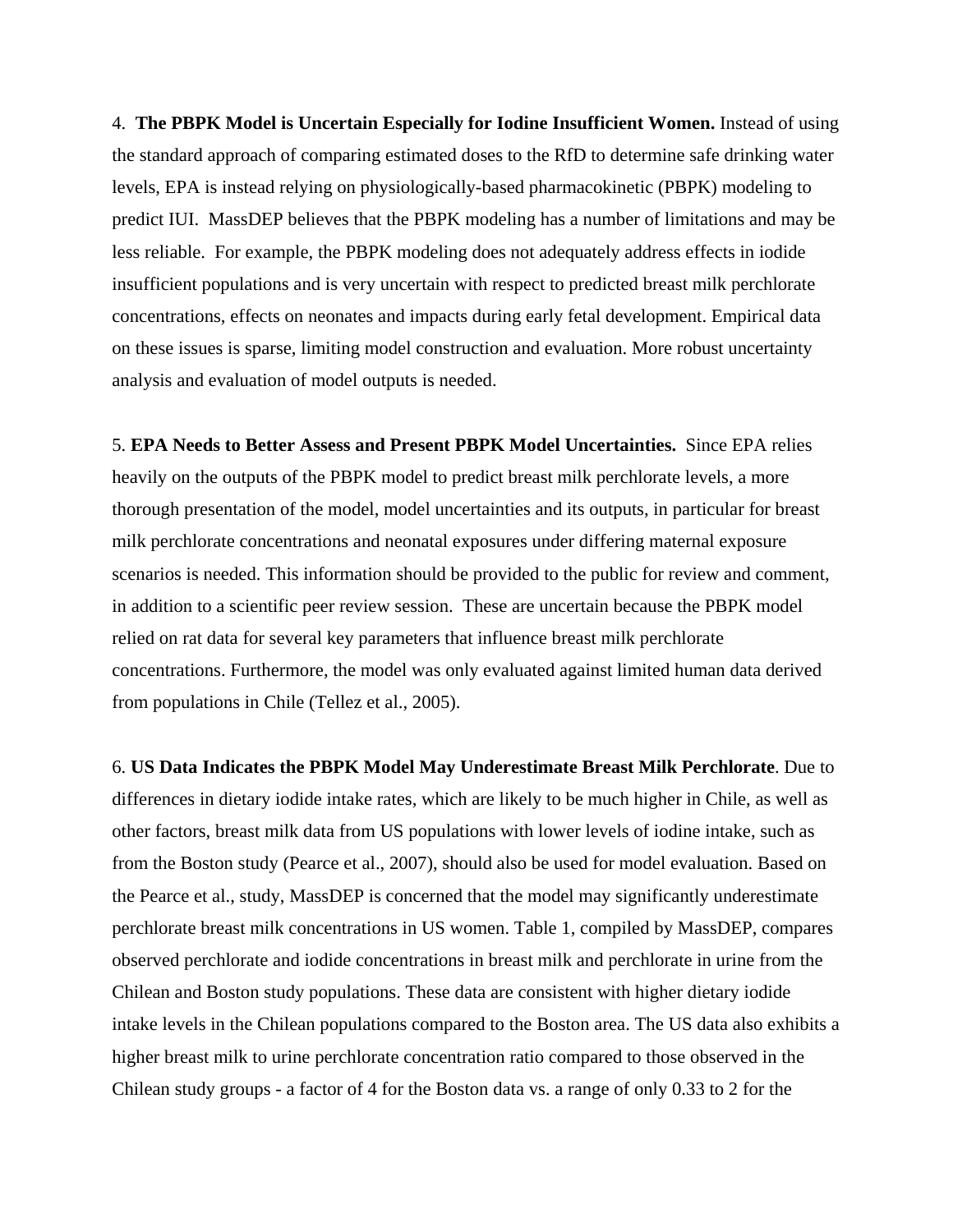4.  **The PBPK Model is Uncertain Especially for Iodine Insufficient Women.** Instead of using the standard approach of comparing estimated doses to the RfD to determine safe drinking water levels, EPA is instead relying on physiologically-based pharmacokinetic (PBPK) modeling to predict IUI.  MassDEP believes that the PBPK modeling has a number of limitations and may be less reliable.  For example, the PBPK modeling does not adequately address effects in iodide insufficient populations and is very uncertain with respect to predicted breast milk perchlorate concentrations, effects on neonates and impacts during early fetal development. Empirical data on these issues is sparse, limiting model construction and evaluation. More robust uncertainty analysis and evaluation of model outputs is needed.

5. **EPA Needs to Better Assess and Present PBPK Model Uncertainties.**  Since EPA relies heavily on the outputs of the PBPK model to predict breast milk perchlorate levels, a more thorough presentation of the model, model uncertainties and its outputs, in particular for breast milk perchlorate concentrations and neonatal exposures under differing maternal exposure scenarios is needed. This information should be provided to the public for review and comment, in addition to a scientific peer review session.  These are uncertain because the PBPK model relied on rat data for several key parameters that influence breast milk perchlorate concentrations. Furthermore, the model was only evaluated against limited human data derived from populations in Chile (Tellez et al., 2005).

6. **US Data Indicates the PBPK Model May Underestimate Breast Milk Perchlorate**. Due to differences in dietary iodide intake rates, which are likely to be much higher in Chile, as well as other factors, breast milk data from US populations with lower levels of iodine intake, such as from the Boston study (Pearce et al., 2007), should also be used for model evaluation. Based on the Pearce et al., study, MassDEP is concerned that the model may significantly underestimate perchlorate breast milk concentrations in US women. Table 1, compiled by MassDEP, compares observed perchlorate and iodide concentrations in breast milk and perchlorate in urine from the Chilean and Boston study populations. These data are consistent with higher dietary iodide intake levels in the Chilean populations compared to the Boston area. The US data also exhibits a higher breast milk to urine perchlorate concentration ratio compared to those observed in the Chilean study groups - a factor of 4 for the Boston data vs. a range of only 0.33 to 2 for the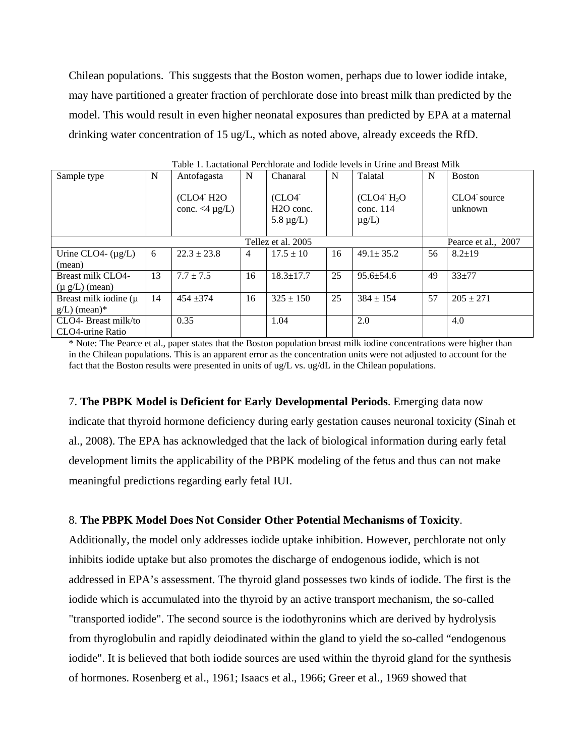Chilean populations. This suggests that the Boston women, perhaps due to lower iodide intake, may have partitioned a greater fraction of perchlorate dose into breast milk than predicted by the model. This would result in even higher neonatal exposures than predicted by EPA at a maternal drinking water concentration of 15 ug/L, which as noted above, already exceeds the RfD.

Table 1. Lactational Perchlorate and Iodide levels in Urine and Breast Milk

| Sample type | N | Antofagasta (CLO4⁻ H2O conc. <4 µg/L) | N | Chanaral (CLO4⁻ H2O conc. 5.8 µg/L) | N | Talatal (CLO4⁻ $H_2O$ conc. 114 µg/L) | N | Boston CLO4⁻ source unknown |
|---|---|---|---|---|---|---|---|---|
| | | Tellez et al. 2005 | | | | | | Pearce et al., 2007 |
| Urine CLO4- (µg/L) (mean) | 6 | 22.3 ± 23.8 | 4 | 17.5 ± 10 | 16 | 49.1± 35.2 | 56 | 8.2±19 |
| Breast milk CLO4- (µ g/L) (mean) | 13 | 7.7 ± 7.5 | 16 | 18.3±17.7 | 25 | 95.6±54.6 | 49 | 33±77 |
| Breast milk iodine (µ g/L) (mean)* | 14 | 454 ±374 | 16 | 325 ± 150 | 25 | 384 ± 154 | 57 | 205 ± 271 |
| CLO4- Breast milk/to CLO4-urine Ratio | | 0.35 | | 1.04 | | 2.0 | | 4.0 |

* Note: The Pearce et al., paper states that the Boston population breast milk iodine concentrations were higher than in the Chilean populations. This is an apparent error as the concentration units were not adjusted to account for the fact that the Boston results were presented in units of ug/L vs. ug/dL in the Chilean populations.

7. **The PBPK Model is Deficient for Early Developmental Periods**. Emerging data now indicate that thyroid hormone deficiency during early gestation causes neuronal toxicity (Sinah et al., 2008). The EPA has acknowledged that the lack of biological information during early fetal development limits the applicability of the PBPK modeling of the fetus and thus can not make meaningful predictions regarding early fetal IUI.

8. **The PBPK Model Does Not Consider Other Potential Mechanisms of Toxicity**. Additionally, the model only addresses iodide uptake inhibition. However, perchlorate not only inhibits iodide uptake but also promotes the discharge of endogenous iodide, which is not addressed in EPA's assessment. The thyroid gland possesses two kinds of iodide. The first is the iodide which is accumulated into the thyroid by an active transport mechanism, the so-called "transported iodide". The second source is the iodothyronins which are derived by hydrolysis from thyroglobulin and rapidly deiodinated within the gland to yield the so-called "endogenous iodide". It is believed that both iodide sources are used within the thyroid gland for the synthesis of hormones. Rosenberg et al., 1961; Isaacs et al., 1966; Greer et al., 1969 showed that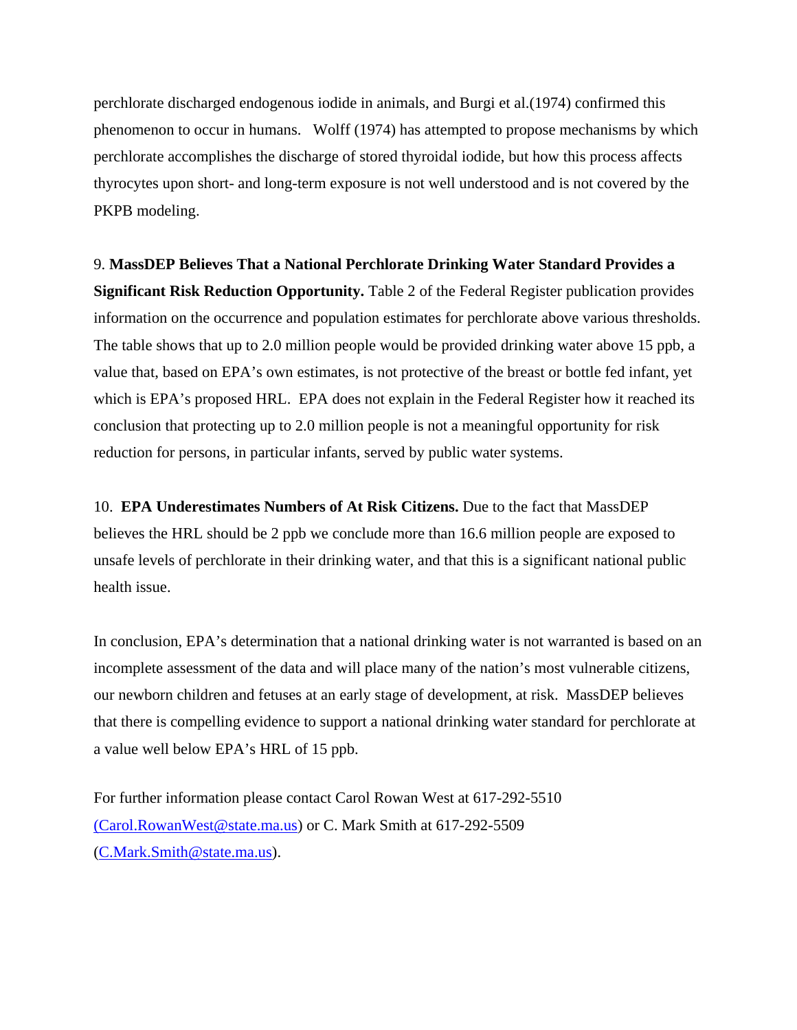perchlorate discharged endogenous iodide in animals, and Burgi et al.(1974) confirmed this phenomenon to occur in humans. Wolff (1974) has attempted to propose mechanisms by which perchlorate accomplishes the discharge of stored thyroidal iodide, but how this process affects thyrocytes upon short- and long-term exposure is not well understood and is not covered by the PKPB modeling.

9. **MassDEP Believes That a National Perchlorate Drinking Water Standard Provides a Significant Risk Reduction Opportunity.** Table 2 of the Federal Register publication provides information on the occurrence and population estimates for perchlorate above various thresholds. The table shows that up to 2.0 million people would be provided drinking water above 15 ppb, a value that, based on EPA's own estimates, is not protective of the breast or bottle fed infant, yet which is EPA's proposed HRL. EPA does not explain in the Federal Register how it reached its conclusion that protecting up to 2.0 million people is not a meaningful opportunity for risk reduction for persons, in particular infants, served by public water systems.

10. **EPA Underestimates Numbers of At Risk Citizens.** Due to the fact that MassDEP believes the HRL should be 2 ppb we conclude more than 16.6 million people are exposed to unsafe levels of perchlorate in their drinking water, and that this is a significant national public health issue.

In conclusion, EPA's determination that a national drinking water is not warranted is based on an incomplete assessment of the data and will place many of the nation's most vulnerable citizens, our newborn children and fetuses at an early stage of development, at risk. MassDEP believes that there is compelling evidence to support a national drinking water standard for perchlorate at a value well below EPA's HRL of 15 ppb.

For further information please contact Carol Rowan West at 617-292-5510 (Carol.RowanWest@state.ma.us) or C. Mark Smith at 617-292-5509 (C.Mark.Smith@state.ma.us).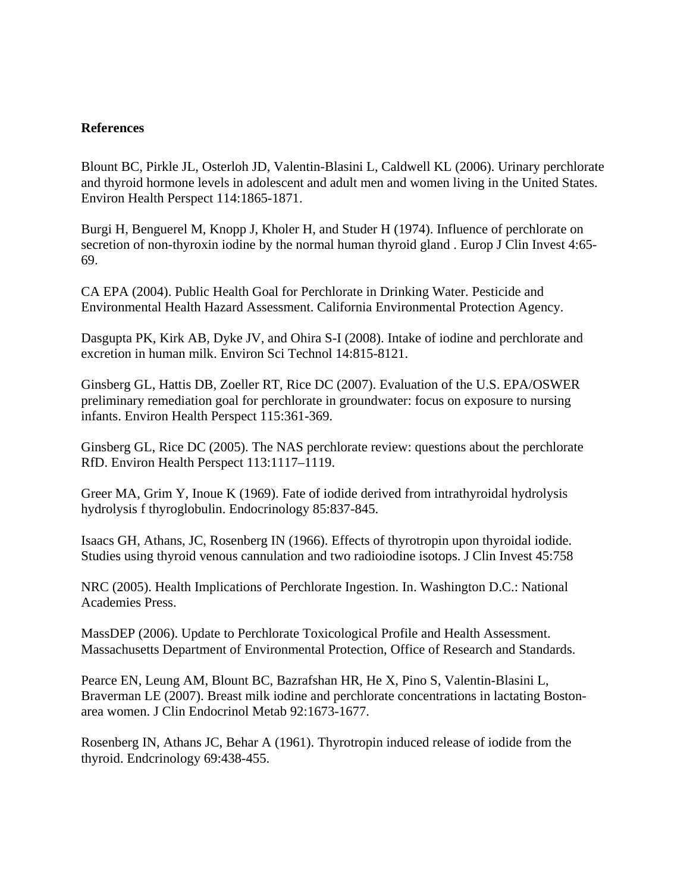**References**

Blount BC, Pirkle JL, Osterloh JD, Valentin-Blasini L, Caldwell KL (2006). Urinary perchlorate and thyroid hormone levels in adolescent and adult men and women living in the United States. Environ Health Perspect 114:1865-1871.

Burgi H, Benguerel M, Knopp J, Kholer H, and Studer H (1974). Influence of perchlorate on secretion of non-thyroxin iodine by the normal human thyroid gland . Europ J Clin Invest 4:65-69.

CA EPA (2004). Public Health Goal for Perchlorate in Drinking Water. Pesticide and Environmental Health Hazard Assessment. California Environmental Protection Agency.

Dasgupta PK, Kirk AB, Dyke JV, and Ohira S-I (2008). Intake of iodine and perchlorate and excretion in human milk. Environ Sci Technol 14:815-8121.

Ginsberg GL, Hattis DB, Zoeller RT, Rice DC (2007). Evaluation of the U.S. EPA/OSWER preliminary remediation goal for perchlorate in groundwater: focus on exposure to nursing infants. Environ Health Perspect 115:361-369.

Ginsberg GL, Rice DC (2005). The NAS perchlorate review: questions about the perchlorate RfD. Environ Health Perspect 113:1117–1119.

Greer MA, Grim Y, Inoue K (1969). Fate of iodide derived from intrathyroidal hydrolysis hydrolysis f thyroglobulin. Endocrinology 85:837-845.

Isaacs GH, Athans, JC, Rosenberg IN (1966). Effects of thyrotropin upon thyroidal iodide. Studies using thyroid venous cannulation and two radioiodine isotops. J Clin Invest 45:758

NRC (2005). Health Implications of Perchlorate Ingestion. In. Washington D.C.: National Academies Press.

MassDEP (2006). Update to Perchlorate Toxicological Profile and Health Assessment. Massachusetts Department of Environmental Protection, Office of Research and Standards.

Pearce EN, Leung AM, Blount BC, Bazrafshan HR, He X, Pino S, Valentin-Blasini L, Braverman LE (2007). Breast milk iodine and perchlorate concentrations in lactating Boston-area women. J Clin Endocrinol Metab 92:1673-1677.

Rosenberg IN, Athans JC, Behar A (1961). Thyrotropin induced release of iodide from the thyroid. Endcrinology 69:438-455.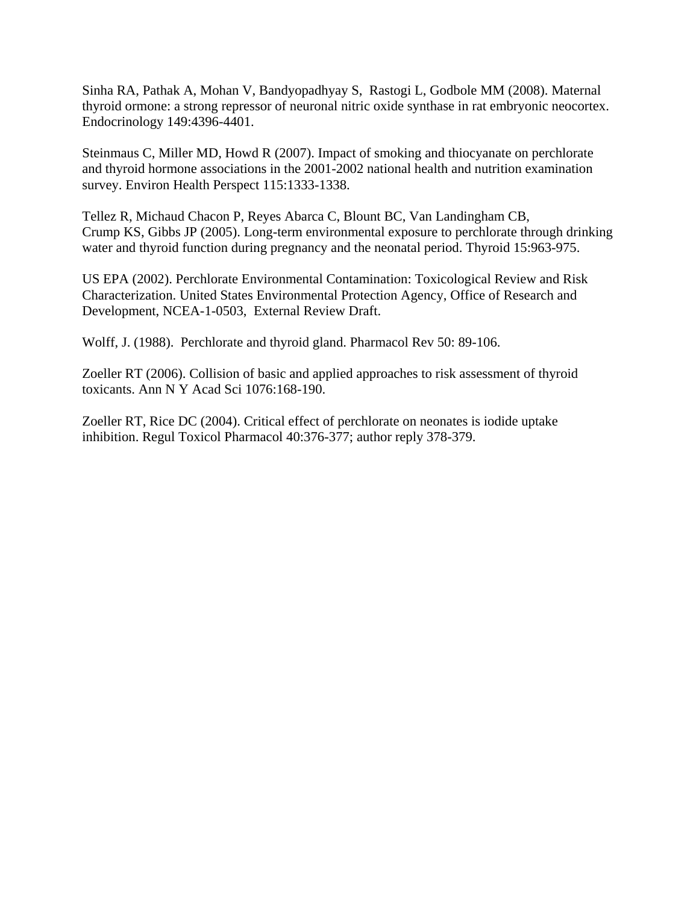Sinha RA, Pathak A, Mohan V, Bandyopadhyay S,  Rastogi L, Godbole MM (2008). Maternal thyroid ormone: a strong repressor of neuronal nitric oxide synthase in rat embryonic neocortex. Endocrinology 149:4396-4401.

Steinmaus C, Miller MD, Howd R (2007). Impact of smoking and thiocyanate on perchlorate and thyroid hormone associations in the 2001-2002 national health and nutrition examination survey. Environ Health Perspect 115:1333-1338.

Tellez R, Michaud Chacon P, Reyes Abarca C, Blount BC, Van Landingham CB, Crump KS, Gibbs JP (2005). Long-term environmental exposure to perchlorate through drinking water and thyroid function during pregnancy and the neonatal period. Thyroid 15:963-975.

US EPA (2002). Perchlorate Environmental Contamination: Toxicological Review and Risk Characterization. United States Environmental Protection Agency, Office of Research and Development, NCEA-1-0503,  External Review Draft.

Wolff, J. (1988).  Perchlorate and thyroid gland. Pharmacol Rev 50: 89-106.

Zoeller RT (2006). Collision of basic and applied approaches to risk assessment of thyroid toxicants. Ann N Y Acad Sci 1076:168-190.

Zoeller RT, Rice DC (2004). Critical effect of perchlorate on neonates is iodide uptake inhibition. Regul Toxicol Pharmacol 40:376-377; author reply 378-379.